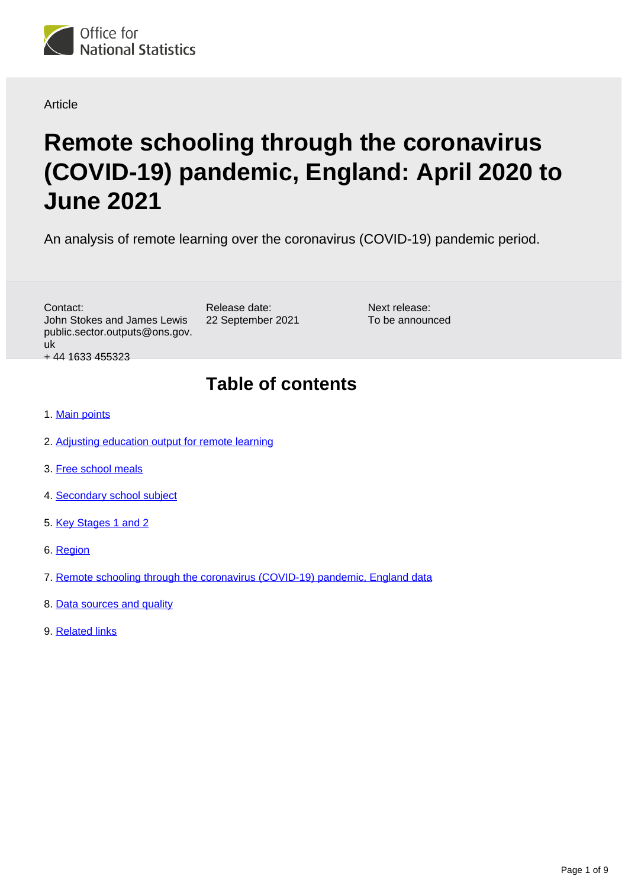Office for National Statistics

Article

# Remote schooling through the coronavirus (COVID-19) pandemic, England: April 2020 to June 2021

An analysis of remote learning over the coronavirus (COVID-19) pandemic period.

Contact:
John Stokes and James Lewis
public.sector.outputs@ons.gov.uk
+ 44 1633 455323

Release date:
22 September 2021

Next release:
To be announced

## Table of contents

1. Main points
2. Adjusting education output for remote learning
3. Free school meals
4. Secondary school subject
5. Key Stages 1 and 2
6. Region
7. Remote schooling through the coronavirus (COVID-19) pandemic, England data
8. Data sources and quality
9. Related links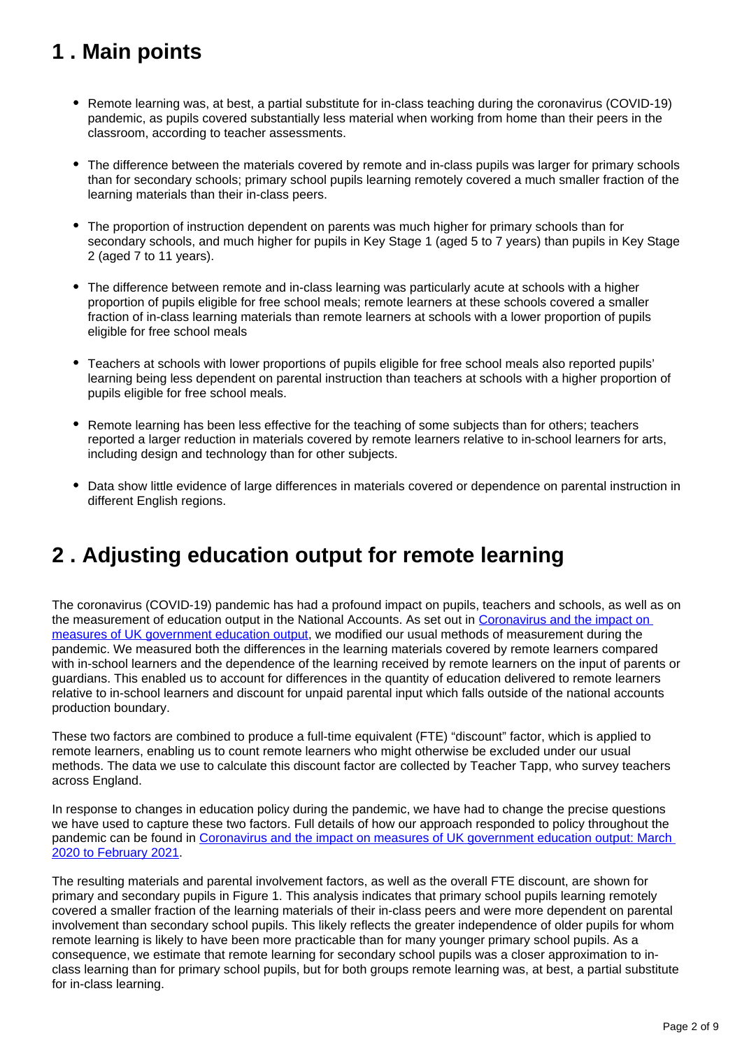## 1 . Main points

- Remote learning was, at best, a partial substitute for in-class teaching during the coronavirus (COVID-19) pandemic, as pupils covered substantially less material when working from home than their peers in the classroom, according to teacher assessments.
- The difference between the materials covered by remote and in-class pupils was larger for primary schools than for secondary schools; primary school pupils learning remotely covered a much smaller fraction of the learning materials than their in-class peers.
- The proportion of instruction dependent on parents was much higher for primary schools than for secondary schools, and much higher for pupils in Key Stage 1 (aged 5 to 7 years) than pupils in Key Stage 2 (aged 7 to 11 years).
- The difference between remote and in-class learning was particularly acute at schools with a higher proportion of pupils eligible for free school meals; remote learners at these schools covered a smaller fraction of in-class learning materials than remote learners at schools with a lower proportion of pupils eligible for free school meals
- Teachers at schools with lower proportions of pupils eligible for free school meals also reported pupils' learning being less dependent on parental instruction than teachers at schools with a higher proportion of pupils eligible for free school meals.
- Remote learning has been less effective for the teaching of some subjects than for others; teachers reported a larger reduction in materials covered by remote learners relative to in-school learners for arts, including design and technology than for other subjects.
- Data show little evidence of large differences in materials covered or dependence on parental instruction in different English regions.

## 2 . Adjusting education output for remote learning

The coronavirus (COVID-19) pandemic has had a profound impact on pupils, teachers and schools, as well as on the measurement of education output in the National Accounts. As set out in [Coronavirus and the impact on measures of UK government education output](), we modified our usual methods of measurement during the pandemic. We measured both the differences in the learning materials covered by remote learners compared with in-school learners and the dependence of the learning received by remote learners on the input of parents or guardians. This enabled us to account for differences in the quantity of education delivered to remote learners relative to in-school learners and discount for unpaid parental input which falls outside of the national accounts production boundary.

These two factors are combined to produce a full-time equivalent (FTE) "discount" factor, which is applied to remote learners, enabling us to count remote learners who might otherwise be excluded under our usual methods. The data we use to calculate this discount factor are collected by Teacher Tapp, who survey teachers across England.

In response to changes in education policy during the pandemic, we have had to change the precise questions we have used to capture these two factors. Full details of how our approach responded to policy throughout the pandemic can be found in [Coronavirus and the impact on measures of UK government education output: March 2020 to February 2021]().

The resulting materials and parental involvement factors, as well as the overall FTE discount, are shown for primary and secondary pupils in Figure 1. This analysis indicates that primary school pupils learning remotely covered a smaller fraction of the learning materials of their in-class peers and were more dependent on parental involvement than secondary school pupils. This likely reflects the greater independence of older pupils for whom remote learning is likely to have been more practicable than for many younger primary school pupils. As a consequence, we estimate that remote learning for secondary school pupils was a closer approximation to in-class learning than for primary school pupils, but for both groups remote learning was, at best, a partial substitute for in-class learning.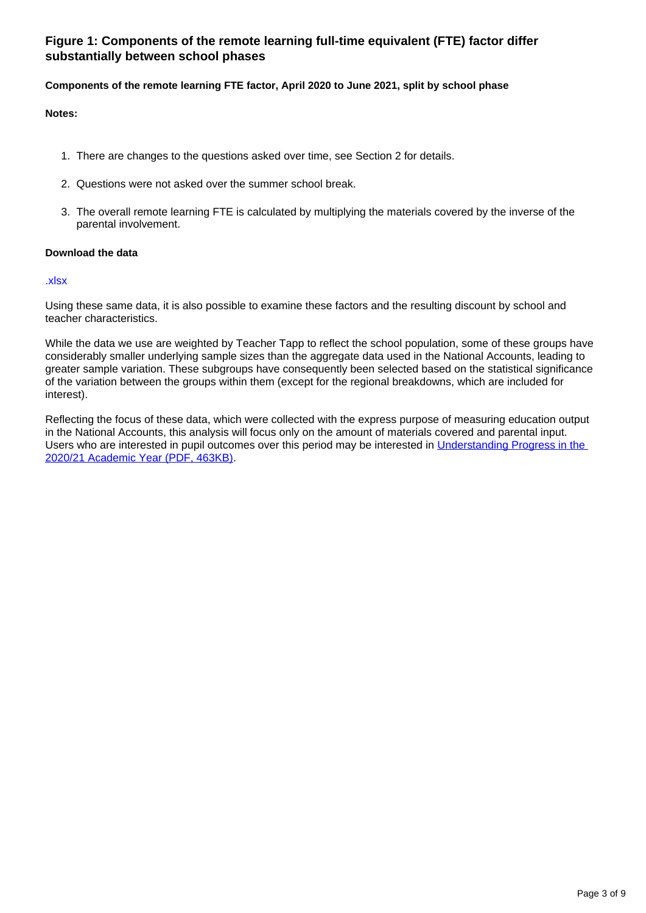### Figure 1: Components of the remote learning full-time equivalent (FTE) factor differ substantially between school phases

**Components of the remote learning FTE factor, April 2020 to June 2021, split by school phase**

**Notes:**

1. There are changes to the questions asked over time, see Section 2 for details.
2. Questions were not asked over the summer school break.
3. The overall remote learning FTE is calculated by multiplying the materials covered by the inverse of the parental involvement.

**Download the data**

.xlsx

Using these same data, it is also possible to examine these factors and the resulting discount by school and teacher characteristics.

While the data we use are weighted by Teacher Tapp to reflect the school population, some of these groups have considerably smaller underlying sample sizes than the aggregate data used in the National Accounts, leading to greater sample variation. These subgroups have consequently been selected based on the statistical significance of the variation between the groups within them (except for the regional breakdowns, which are included for interest).

Reflecting the focus of these data, which were collected with the express purpose of measuring education output in the National Accounts, this analysis will focus only on the amount of materials covered and parental input. Users who are interested in pupil outcomes over this period may be interested in Understanding Progress in the 2020/21 Academic Year (PDF, 463KB).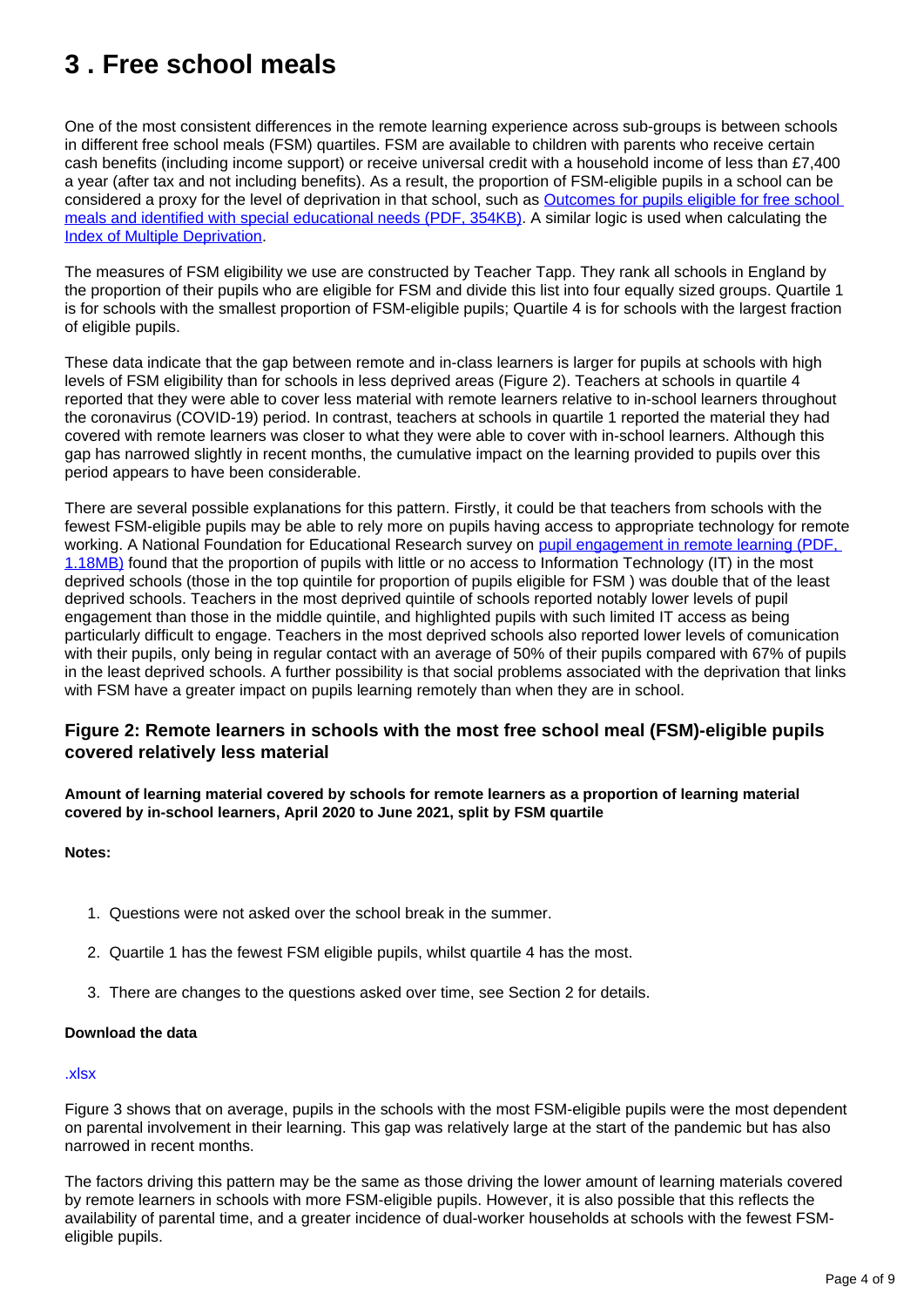# 3 . Free school meals

One of the most consistent differences in the remote learning experience across sub-groups is between schools in different free school meals (FSM) quartiles. FSM are available to children with parents who receive certain cash benefits (including income support) or receive universal credit with a household income of less than £7,400 a year (after tax and not including benefits). As a result, the proportion of FSM-eligible pupils in a school can be considered a proxy for the level of deprivation in that school, such as [Outcomes for pupils eligible for free school meals and identified with special educational needs (PDF, 354KB)](). A similar logic is used when calculating the [Index of Multiple Deprivation]().

The measures of FSM eligibility we use are constructed by Teacher Tapp. They rank all schools in England by the proportion of their pupils who are eligible for FSM and divide this list into four equally sized groups. Quartile 1 is for schools with the smallest proportion of FSM-eligible pupils; Quartile 4 is for schools with the largest fraction of eligible pupils.

These data indicate that the gap between remote and in-class learners is larger for pupils at schools with high levels of FSM eligibility than for schools in less deprived areas (Figure 2). Teachers at schools in quartile 4 reported that they were able to cover less material with remote learners relative to in-school learners throughout the coronavirus (COVID-19) period. In contrast, teachers at schools in quartile 1 reported the material they had covered with remote learners was closer to what they were able to cover with in-school learners. Although this gap has narrowed slightly in recent months, the cumulative impact on the learning provided to pupils over this period appears to have been considerable.

There are several possible explanations for this pattern. Firstly, it could be that teachers from schools with the fewest FSM-eligible pupils may be able to rely more on pupils having access to appropriate technology for remote working. A National Foundation for Educational Research survey on [pupil engagement in remote learning (PDF, 1.18MB)]() found that the proportion of pupils with little or no access to Information Technology (IT) in the most deprived schools (those in the top quintile for proportion of pupils eligible for FSM ) was double that of the least deprived schools. Teachers in the most deprived quintile of schools reported notably lower levels of pupil engagement than those in the middle quintile, and highlighted pupils with such limited IT access as being particularly difficult to engage. Teachers in the most deprived schools also reported lower levels of comunication with their pupils, only being in regular contact with an average of 50% of their pupils compared with 67% of pupils in the least deprived schools. A further possibility is that social problems associated with the deprivation that links with FSM have a greater impact on pupils learning remotely than when they are in school.

### Figure 2: Remote learners in schools with the most free school meal (FSM)-eligible pupils covered relatively less material

**Amount of learning material covered by schools for remote learners as a proportion of learning material covered by in-school learners, April 2020 to June 2021, split by FSM quartile**

**Notes:**

1. Questions were not asked over the school break in the summer.
2. Quartile 1 has the fewest FSM eligible pupils, whilst quartile 4 has the most.
3. There are changes to the questions asked over time, see Section 2 for details.

**Download the data**

[.xlsx]()

Figure 3 shows that on average, pupils in the schools with the most FSM-eligible pupils were the most dependent on parental involvement in their learning. This gap was relatively large at the start of the pandemic but has also narrowed in recent months.

The factors driving this pattern may be the same as those driving the lower amount of learning materials covered by remote learners in schools with more FSM-eligible pupils. However, it is also possible that this reflects the availability of parental time, and a greater incidence of dual-worker households at schools with the fewest FSM-eligible pupils.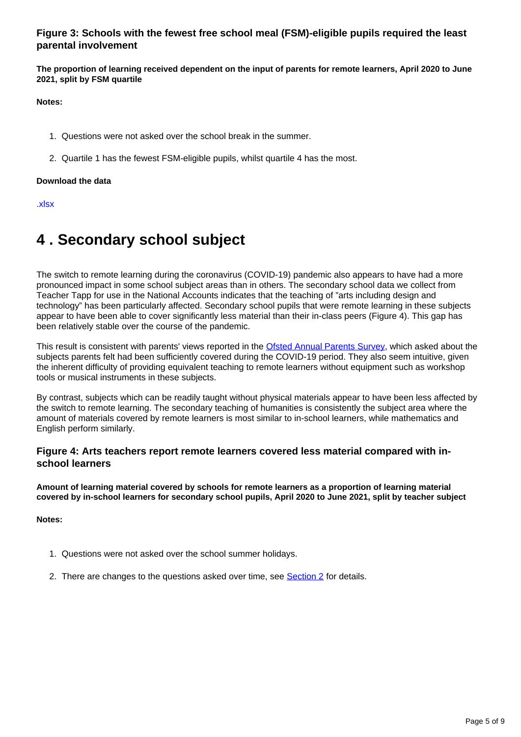### Figure 3: Schools with the fewest free school meal (FSM)-eligible pupils required the least parental involvement

**The proportion of learning received dependent on the input of parents for remote learners, April 2020 to June 2021, split by FSM quartile**

**Notes:**

1. Questions were not asked over the school break in the summer.
2. Quartile 1 has the fewest FSM-eligible pupils, whilst quartile 4 has the most.

**Download the data**

.xlsx

# 4 . Secondary school subject

The switch to remote learning during the coronavirus (COVID-19) pandemic also appears to have had a more pronounced impact in some school subject areas than in others. The secondary school data we collect from Teacher Tapp for use in the National Accounts indicates that the teaching of "arts including design and technology" has been particularly affected. Secondary school pupils that were remote learning in these subjects appear to have been able to cover significantly less material than their in-class peers (Figure 4). This gap has been relatively stable over the course of the pandemic.

This result is consistent with parents' views reported in the Ofsted Annual Parents Survey, which asked about the subjects parents felt had been sufficiently covered during the COVID-19 period. They also seem intuitive, given the inherent difficulty of providing equivalent teaching to remote learners without equipment such as workshop tools or musical instruments in these subjects.

By contrast, subjects which can be readily taught without physical materials appear to have been less affected by the switch to remote learning. The secondary teaching of humanities is consistently the subject area where the amount of materials covered by remote learners is most similar to in-school learners, while mathematics and English perform similarly.

### Figure 4: Arts teachers report remote learners covered less material compared with in-school learners

**Amount of learning material covered by schools for remote learners as a proportion of learning material covered by in-school learners for secondary school pupils, April 2020 to June 2021, split by teacher subject**

**Notes:**

1. Questions were not asked over the school summer holidays.
2. There are changes to the questions asked over time, see Section 2 for details.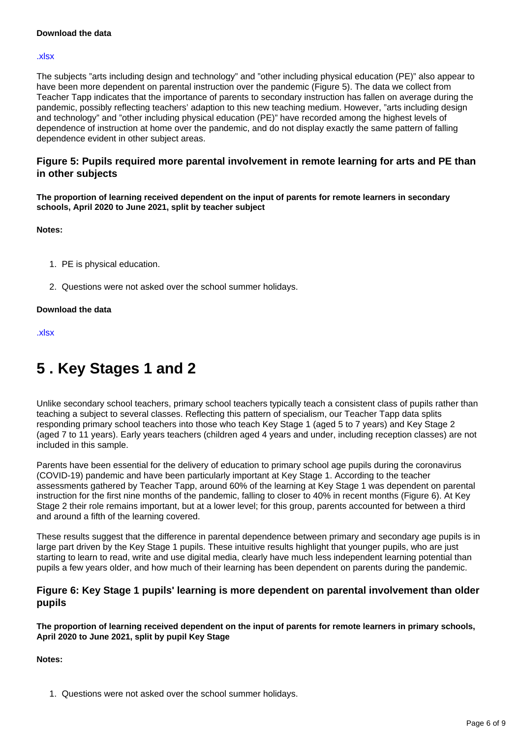**Download the data**

.xlsx

The subjects "arts including design and technology" and "other including physical education (PE)" also appear to have been more dependent on parental instruction over the pandemic (Figure 5). The data we collect from Teacher Tapp indicates that the importance of parents to secondary instruction has fallen on average during the pandemic, possibly reflecting teachers' adaption to this new teaching medium. However, "arts including design and technology" and "other including physical education (PE)" have recorded among the highest levels of dependence of instruction at home over the pandemic, and do not display exactly the same pattern of falling dependence evident in other subject areas.

### Figure 5: Pupils required more parental involvement in remote learning for arts and PE than in other subjects

**The proportion of learning received dependent on the input of parents for remote learners in secondary schools, April 2020 to June 2021, split by teacher subject**

**Notes:**

1. PE is physical education.
2. Questions were not asked over the school summer holidays.

**Download the data**

.xlsx

## 5 . Key Stages 1 and 2

Unlike secondary school teachers, primary school teachers typically teach a consistent class of pupils rather than teaching a subject to several classes. Reflecting this pattern of specialism, our Teacher Tapp data splits responding primary school teachers into those who teach Key Stage 1 (aged 5 to 7 years) and Key Stage 2 (aged 7 to 11 years). Early years teachers (children aged 4 years and under, including reception classes) are not included in this sample.

Parents have been essential for the delivery of education to primary school age pupils during the coronavirus (COVID-19) pandemic and have been particularly important at Key Stage 1. According to the teacher assessments gathered by Teacher Tapp, around 60% of the learning at Key Stage 1 was dependent on parental instruction for the first nine months of the pandemic, falling to closer to 40% in recent months (Figure 6). At Key Stage 2 their role remains important, but at a lower level; for this group, parents accounted for between a third and around a fifth of the learning covered.

These results suggest that the difference in parental dependence between primary and secondary age pupils is in large part driven by the Key Stage 1 pupils. These intuitive results highlight that younger pupils, who are just starting to learn to read, write and use digital media, clearly have much less independent learning potential than pupils a few years older, and how much of their learning has been dependent on parents during the pandemic.

### Figure 6: Key Stage 1 pupils' learning is more dependent on parental involvement than older pupils

**The proportion of learning received dependent on the input of parents for remote learners in primary schools, April 2020 to June 2021, split by pupil Key Stage**

**Notes:**

1. Questions were not asked over the school summer holidays.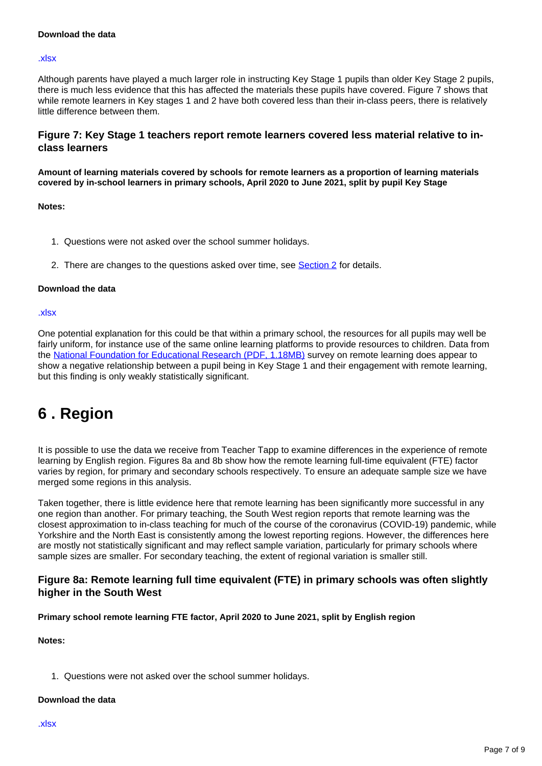**Download the data**

.xlsx

Although parents have played a much larger role in instructing Key Stage 1 pupils than older Key Stage 2 pupils, there is much less evidence that this has affected the materials these pupils have covered. Figure 7 shows that while remote learners in Key stages 1 and 2 have both covered less than their in-class peers, there is relatively little difference between them.

### Figure 7: Key Stage 1 teachers report remote learners covered less material relative to in-class learners

**Amount of learning materials covered by schools for remote learners as a proportion of learning materials covered by in-school learners in primary schools, April 2020 to June 2021, split by pupil Key Stage**

**Notes:**

1. Questions were not asked over the school summer holidays.
2. There are changes to the questions asked over time, see Section 2 for details.

**Download the data**

.xlsx

One potential explanation for this could be that within a primary school, the resources for all pupils may well be fairly uniform, for instance use of the same online learning platforms to provide resources to children. Data from the National Foundation for Educational Research (PDF, 1.18MB) survey on remote learning does appear to show a negative relationship between a pupil being in Key Stage 1 and their engagement with remote learning, but this finding is only weakly statistically significant.

# 6 . Region

It is possible to use the data we receive from Teacher Tapp to examine differences in the experience of remote learning by English region. Figures 8a and 8b show how the remote learning full-time equivalent (FTE) factor varies by region, for primary and secondary schools respectively. To ensure an adequate sample size we have merged some regions in this analysis.

Taken together, there is little evidence here that remote learning has been significantly more successful in any one region than another. For primary teaching, the South West region reports that remote learning was the closest approximation to in-class teaching for much of the course of the coronavirus (COVID-19) pandemic, while Yorkshire and the North East is consistently among the lowest reporting regions. However, the differences here are mostly not statistically significant and may reflect sample variation, particularly for primary schools where sample sizes are smaller. For secondary teaching, the extent of regional variation is smaller still.

### Figure 8a: Remote learning full time equivalent (FTE) in primary schools was often slightly higher in the South West

**Primary school remote learning FTE factor, April 2020 to June 2021, split by English region**

**Notes:**

1. Questions were not asked over the school summer holidays.

**Download the data**

.xlsx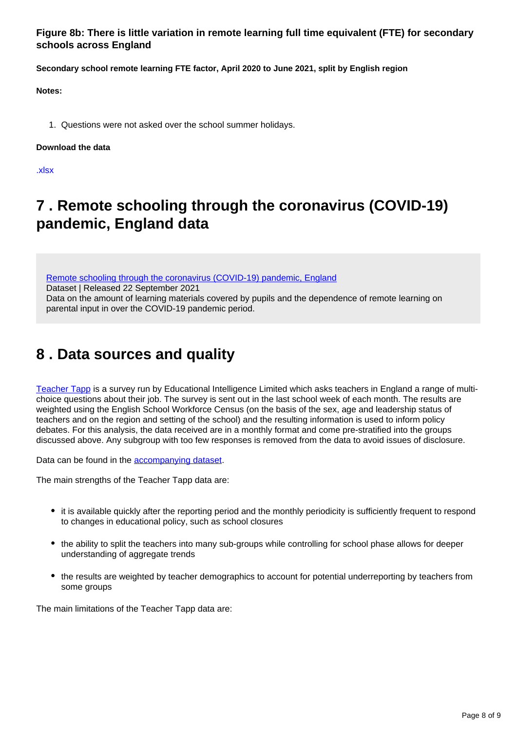### Figure 8b: There is little variation in remote learning full time equivalent (FTE) for secondary schools across England

**Secondary school remote learning FTE factor, April 2020 to June 2021, split by English region**

**Notes:**

1. Questions were not asked over the school summer holidays.

**Download the data**

.xlsx

## 7 . Remote schooling through the coronavirus (COVID-19) pandemic, England data

Remote schooling through the coronavirus (COVID-19) pandemic, England
Dataset | Released 22 September 2021
Data on the amount of learning materials covered by pupils and the dependence of remote learning on parental input in over the COVID-19 pandemic period.

## 8 . Data sources and quality

Teacher Tapp is a survey run by Educational Intelligence Limited which asks teachers in England a range of multi-choice questions about their job. The survey is sent out in the last school week of each month. The results are weighted using the English School Workforce Census (on the basis of the sex, age and leadership status of teachers and on the region and setting of the school) and the resulting information is used to inform policy debates. For this analysis, the data received are in a monthly format and come pre-stratified into the groups discussed above. Any subgroup with too few responses is removed from the data to avoid issues of disclosure.

Data can be found in the accompanying dataset.

The main strengths of the Teacher Tapp data are:

- it is available quickly after the reporting period and the monthly periodicity is sufficiently frequent to respond to changes in educational policy, such as school closures
- the ability to split the teachers into many sub-groups while controlling for school phase allows for deeper understanding of aggregate trends
- the results are weighted by teacher demographics to account for potential underreporting by teachers from some groups

The main limitations of the Teacher Tapp data are: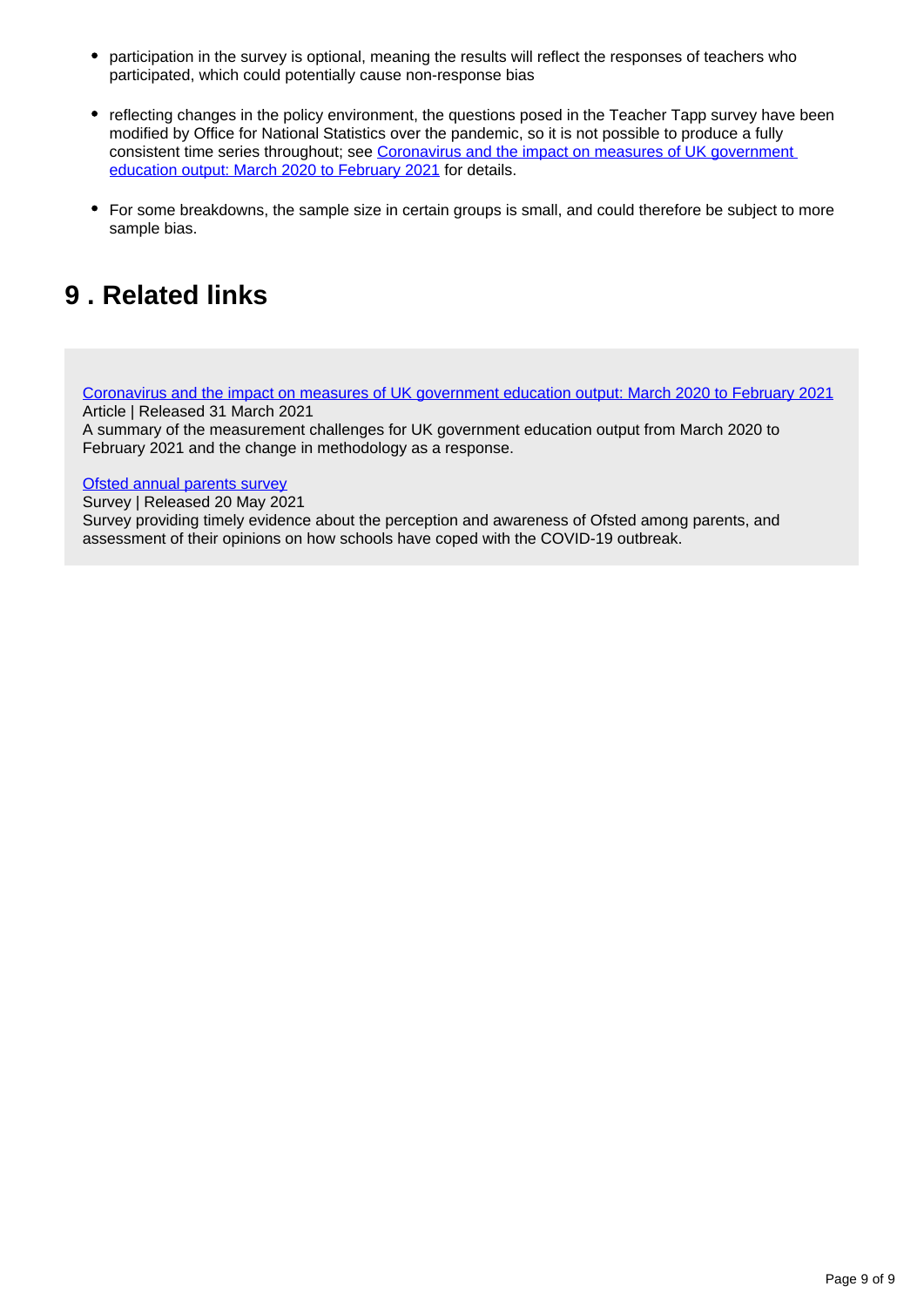- participation in the survey is optional, meaning the results will reflect the responses of teachers who participated, which could potentially cause non-response bias

- reflecting changes in the policy environment, the questions posed in the Teacher Tapp survey have been modified by Office for National Statistics over the pandemic, so it is not possible to produce a fully consistent time series throughout; see [Coronavirus and the impact on measures of UK government education output: March 2020 to February 2021]() for details.

- For some breakdowns, the sample size in certain groups is small, and could therefore be subject to more sample bias.

## 9 . Related links

[Coronavirus and the impact on measures of UK government education output: March 2020 to February 2021]()
Article | Released 31 March 2021
A summary of the measurement challenges for UK government education output from March 2020 to February 2021 and the change in methodology as a response.

[Ofsted annual parents survey]()
Survey | Released 20 May 2021
Survey providing timely evidence about the perception and awareness of Ofsted among parents, and assessment of their opinions on how schools have coped with the COVID-19 outbreak.